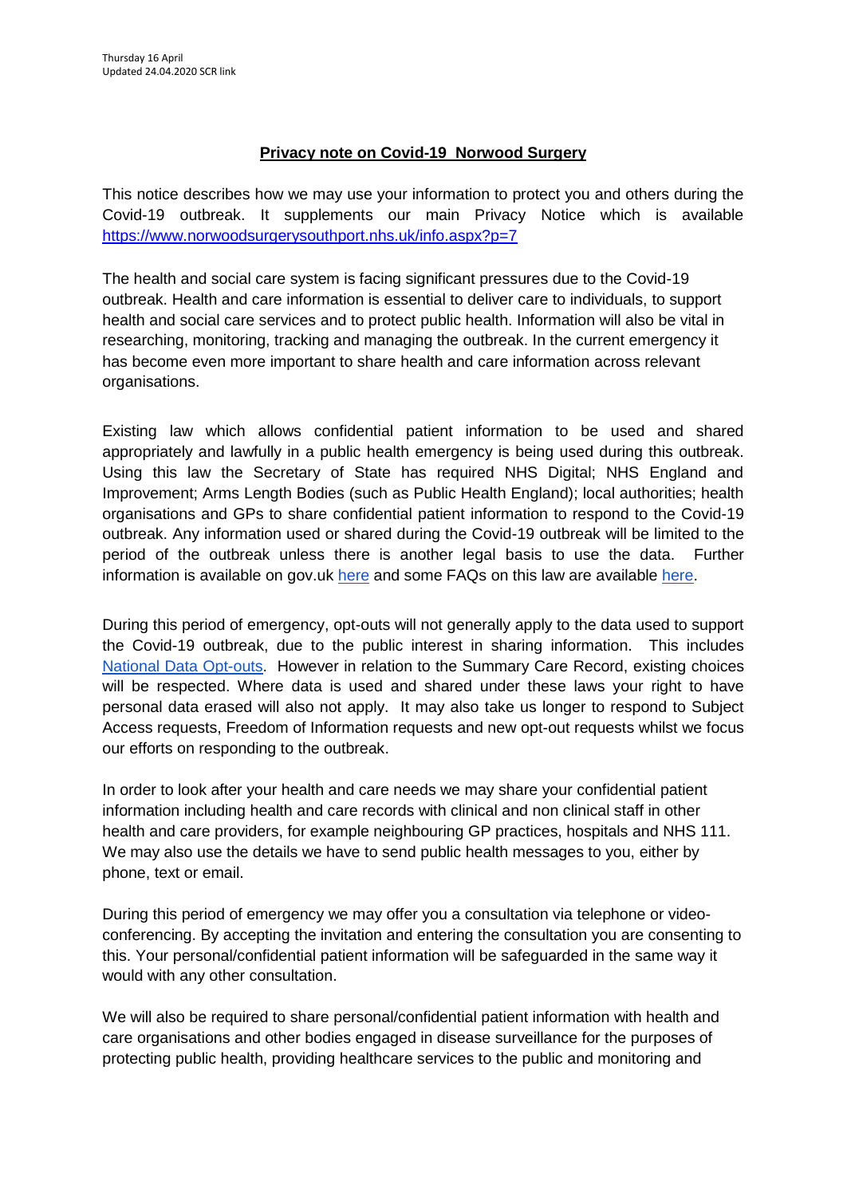Thursday 16 April
Updated 24.04.2020 SCR link

## **Privacy note on Covid-19 Norwood Surgery**

This notice describes how we may use your information to protect you and others during the Covid-19 outbreak. It supplements our main Privacy Notice which is available https://www.norwoodsurgerysouthport.nhs.uk/info.aspx?p=7

The health and social care system is facing significant pressures due to the Covid-19 outbreak. Health and care information is essential to deliver care to individuals, to support health and social care services and to protect public health. Information will also be vital in researching, monitoring, tracking and managing the outbreak. In the current emergency it has become even more important to share health and care information across relevant organisations.

Existing law which allows confidential patient information to be used and shared appropriately and lawfully in a public health emergency is being used during this outbreak. Using this law the Secretary of State has required NHS Digital; NHS England and Improvement; Arms Length Bodies (such as Public Health England); local authorities; health organisations and GPs to share confidential patient information to respond to the Covid-19 outbreak. Any information used or shared during the Covid-19 outbreak will be limited to the period of the outbreak unless there is another legal basis to use the data. Further information is available on gov.uk here and some FAQs on this law are available here.

During this period of emergency, opt-outs will not generally apply to the data used to support the Covid-19 outbreak, due to the public interest in sharing information. This includes National Data Opt-outs. However in relation to the Summary Care Record, existing choices will be respected. Where data is used and shared under these laws your right to have personal data erased will also not apply. It may also take us longer to respond to Subject Access requests, Freedom of Information requests and new opt-out requests whilst we focus our efforts on responding to the outbreak.

In order to look after your health and care needs we may share your confidential patient information including health and care records with clinical and non clinical staff in other health and care providers, for example neighbouring GP practices, hospitals and NHS 111. We may also use the details we have to send public health messages to you, either by phone, text or email.

During this period of emergency we may offer you a consultation via telephone or videoconferencing. By accepting the invitation and entering the consultation you are consenting to this. Your personal/confidential patient information will be safeguarded in the same way it would with any other consultation.

We will also be required to share personal/confidential patient information with health and care organisations and other bodies engaged in disease surveillance for the purposes of protecting public health, providing healthcare services to the public and monitoring and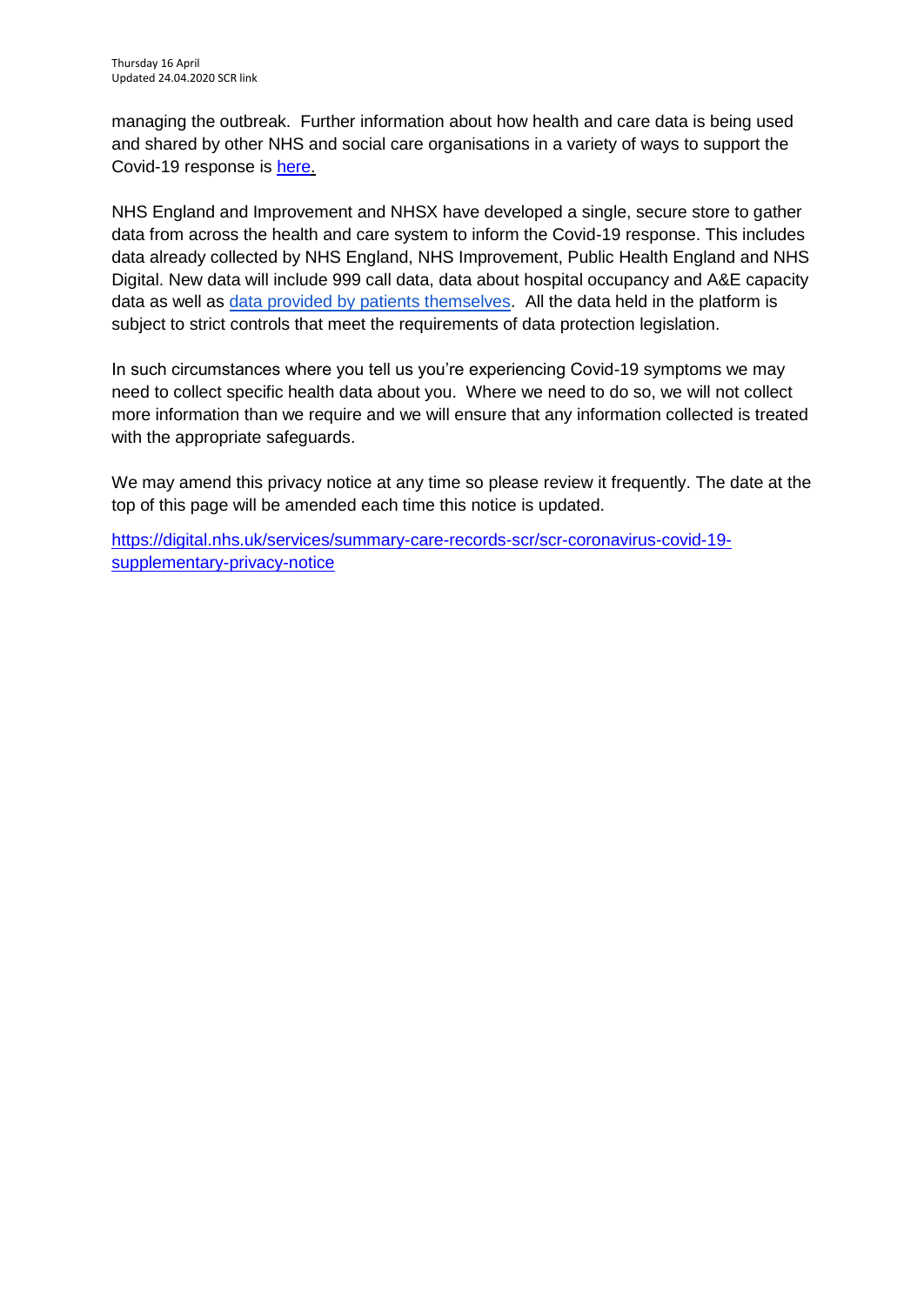managing the outbreak. Further information about how health and care data is being used and shared by other NHS and social care organisations in a variety of ways to support the Covid-19 response is [here.](#)

NHS England and Improvement and NHSX have developed a single, secure store to gather data from across the health and care system to inform the Covid-19 response. This includes data already collected by NHS England, NHS Improvement, Public Health England and NHS Digital. New data will include 999 call data, data about hospital occupancy and A&E capacity data as well as [data provided by patients themselves](#). All the data held in the platform is subject to strict controls that meet the requirements of data protection legislation.

In such circumstances where you tell us you're experiencing Covid-19 symptoms we may need to collect specific health data about you. Where we need to do so, we will not collect more information than we require and we will ensure that any information collected is treated with the appropriate safeguards.

We may amend this privacy notice at any time so please review it frequently. The date at the top of this page will be amended each time this notice is updated.

[https://digital.nhs.uk/services/summary-care-records-scr/scr-coronavirus-covid-19-supplementary-privacy-notice](https://digital.nhs.uk/services/summary-care-records-scr/scr-coronavirus-covid-19-supplementary-privacy-notice)